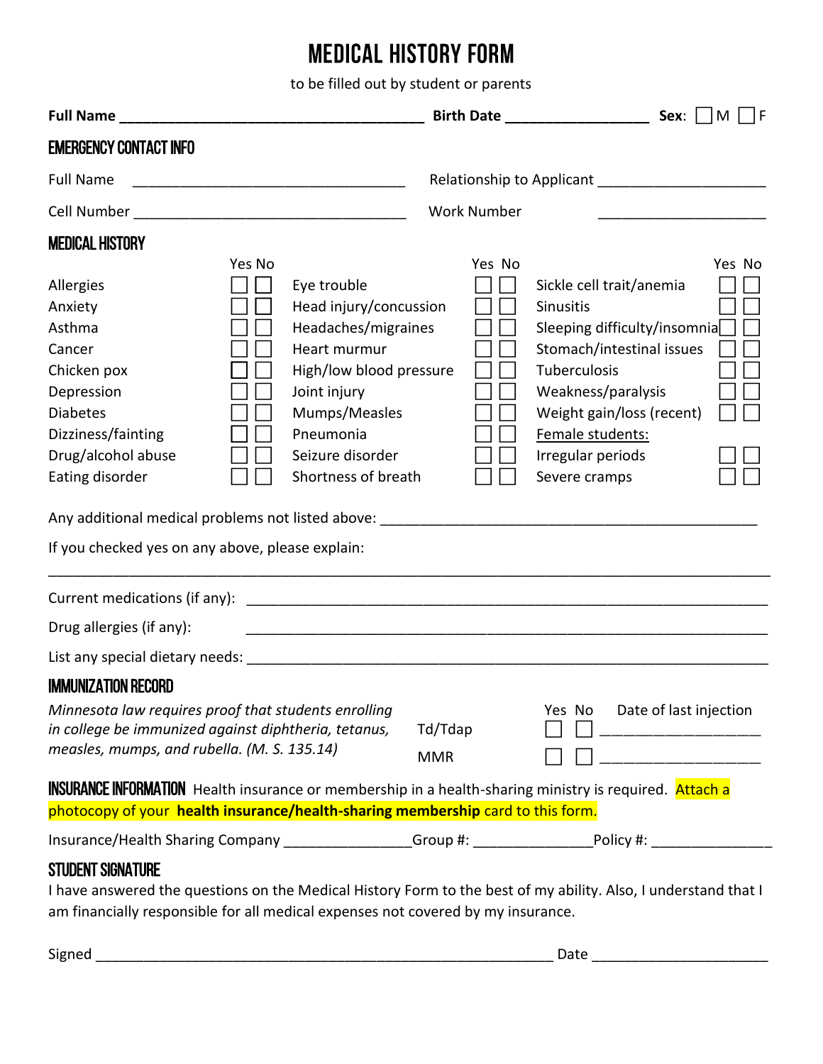# MEDICAL HISTORY FORM

to be filled out by student or parents

**Full Name** ________________________________________ **Birth Date** __________________ **Sex**: ☐ M ☐ F

## EMERGENCY CONTACT INFO

Full Name ___________________________________ Relationship to Applicant ______________________

Cell Number ___________________________________ Work Number ______________________

## MEDICAL HISTORY

| | Yes | No | | Yes | No | | Yes | No |
|---|---|---|---|---|---|---|---|---|
| Allergies | ☐ | ☐ | Eye trouble | ☐ | ☐ | Sickle cell trait/anemia | ☐ | ☐ |
| Anxiety | ☐ | ☐ | Head injury/concussion | ☐ | ☐ | Sinusitis | ☐ | ☐ |
| Asthma | ☐ | ☐ | Headaches/migraines | ☐ | ☐ | Sleeping difficulty/insomnia | ☐ | ☐ |
| Cancer | ☐ | ☐ | Heart murmur | ☐ | ☐ | Stomach/intestinal issues | ☐ | ☐ |
| Chicken pox | ☐ | ☐ | High/low blood pressure | ☐ | ☐ | Tuberculosis | ☐ | ☐ |
| Depression | ☐ | ☐ | Joint injury | ☐ | ☐ | Weakness/paralysis | ☐ | ☐ |
| Diabetes | ☐ | ☐ | Mumps/Measles | ☐ | ☐ | Weight gain/loss (recent) | ☐ | ☐ |
| Dizziness/fainting | ☐ | ☐ | Pneumonia | ☐ | ☐ | Female students: | | |
| Drug/alcohol abuse | ☐ | ☐ | Seizure disorder | ☐ | ☐ | Irregular periods | ☐ | ☐ |
| Eating disorder | ☐ | ☐ | Shortness of breath | ☐ | ☐ | Severe cramps | ☐ | ☐ |

Any additional medical problems not listed above: _______________________________________________

If you checked yes on any above, please explain:

___________________________________________________________________________________________

Current medications (if any): ___________________________________________________________________

Drug allergies (if any): ___________________________________________________________________

List any special dietary needs: ___________________________________________________________________

## IMMUNIZATION RECORD

*Minnesota law requires proof that students enrolling in college be immunized against diphtheria, tetanus, measles, mumps, and rubella. (M. S. 135.14)*

| | Yes | No | Date of last injection |
|---|---|---|---|
| Td/Tdap | ☐ | ☐ | ____________________ |
| MMR | ☐ | ☐ | ____________________ |

## INSURANCE INFORMATION

Health insurance or membership in a health-sharing ministry is required. Attach a photocopy of your **health insurance/health-sharing membership** card to this form.

Insurance/Health Sharing Company ________________Group #: _______________Policy #: _______________

## STUDENT SIGNATURE

I have answered the questions on the Medical History Form to the best of my ability. Also, I understand that I am financially responsible for all medical expenses not covered by my insurance.

Signed ____________________________________________________________ Date ______________________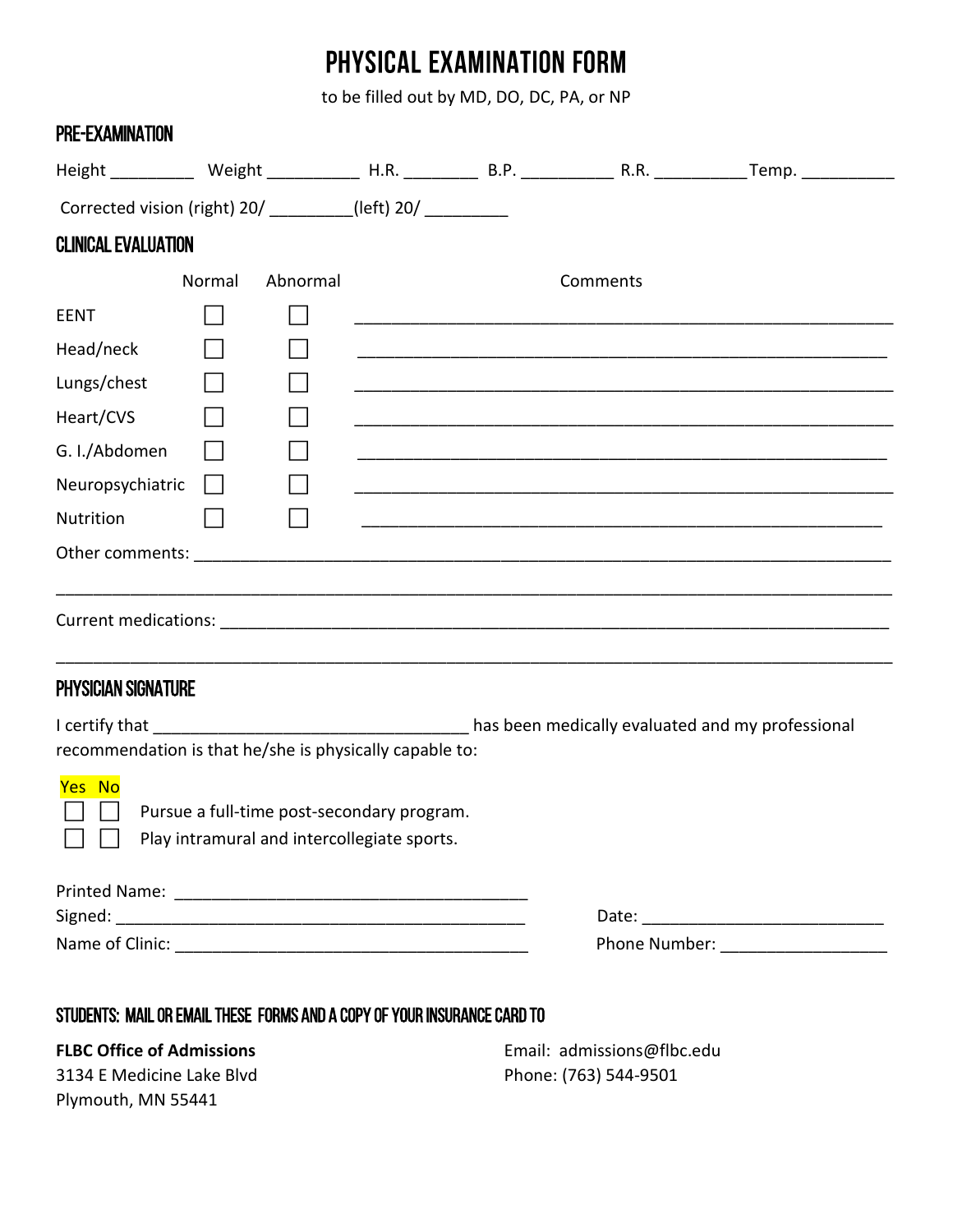# PHYSICAL EXAMINATION FORM

to be filled out by MD, DO, DC, PA, or NP

## PRE-EXAMINATION

Height _________ Weight __________ H.R. ________ B.P. __________ R.R. __________Temp. __________

Corrected vision (right) 20/ _________(left) 20/ _________

## CLINICAL EVALUATION

| | Normal | Abnormal | Comments |
|---|---|---|---|
| EENT | ☐ | ☐ | ___________________________ |
| Head/neck | ☐ | ☐ | ___________________________ |
| Lungs/chest | ☐ | ☐ | ___________________________ |
| Heart/CVS | ☐ | ☐ | ___________________________ |
| G. I./Abdomen | ☐ | ☐ | ___________________________ |
| Neuropsychiatric | ☐ | ☐ | ___________________________ |
| Nutrition | ☐ | ☐ | ___________________________ |

Other comments: ______________________________________________________________________________

______________________________________________________________________________________________

Current medications: __________________________________________________________________________

______________________________________________________________________________________________

## PHYSICIAN SIGNATURE

I certify that _________________________________ has been medically evaluated and my professional recommendation is that he/she is physically capable to:

| Yes | No | |
|---|---|---|
| ☐ | ☐ | Pursue a full-time post-secondary program. |
| ☐ | ☐ | Play intramural and intercollegiate sports. |

Printed Name: ______________________________________

Signed: ___________________________________________ Date: _________________________

Name of Clinic: _____________________________________ Phone Number: _________________

## STUDENTS: MAIL OR EMAIL THESE FORMS AND A COPY OF YOUR INSURANCE CARD TO

**FLBC Office of Admissions**
3134 E Medicine Lake Blvd
Plymouth, MN 55441

Email: admissions@flbc.edu
Phone: (763) 544-9501